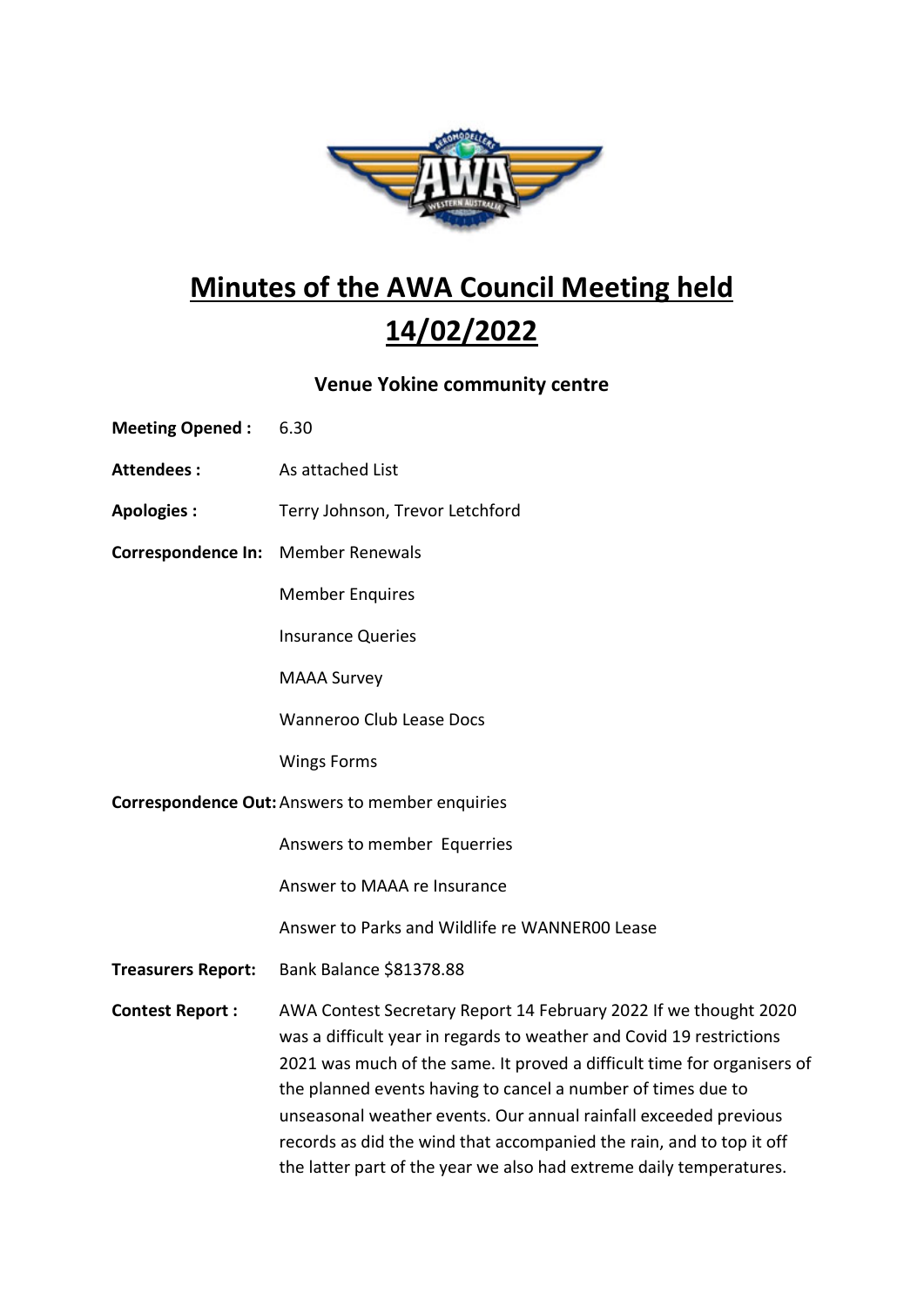# Minutes of the AWA Council Meeting held 14/02/2022

### Venue Yokine community centre

**Meeting Opened :** 6.30

**Attendees :** As attached List

**Apologies :** Terry Johnson, Trevor Letchford

**Correspondence In:** Member Renewals

Member Enquires

Insurance Queries

MAAA Survey

Wanneroo Club Lease Docs

Wings Forms

**Correspondence Out:** Answers to member enquiries

Answers to member Equerries

Answer to MAAA re Insurance

Answer to Parks and Wildlife re WANNER00 Lease

**Treasurers Report:** Bank Balance $81378.88

**Contest Report :** AWA Contest Secretary Report 14 February 2022 If we thought 2020 was a difficult year in regards to weather and Covid 19 restrictions 2021 was much of the same. It proved a difficult time for organisers of the planned events having to cancel a number of times due to unseasonal weather events. Our annual rainfall exceeded previous records as did the wind that accompanied the rain, and to top it off the latter part of the year we also had extreme daily temperatures.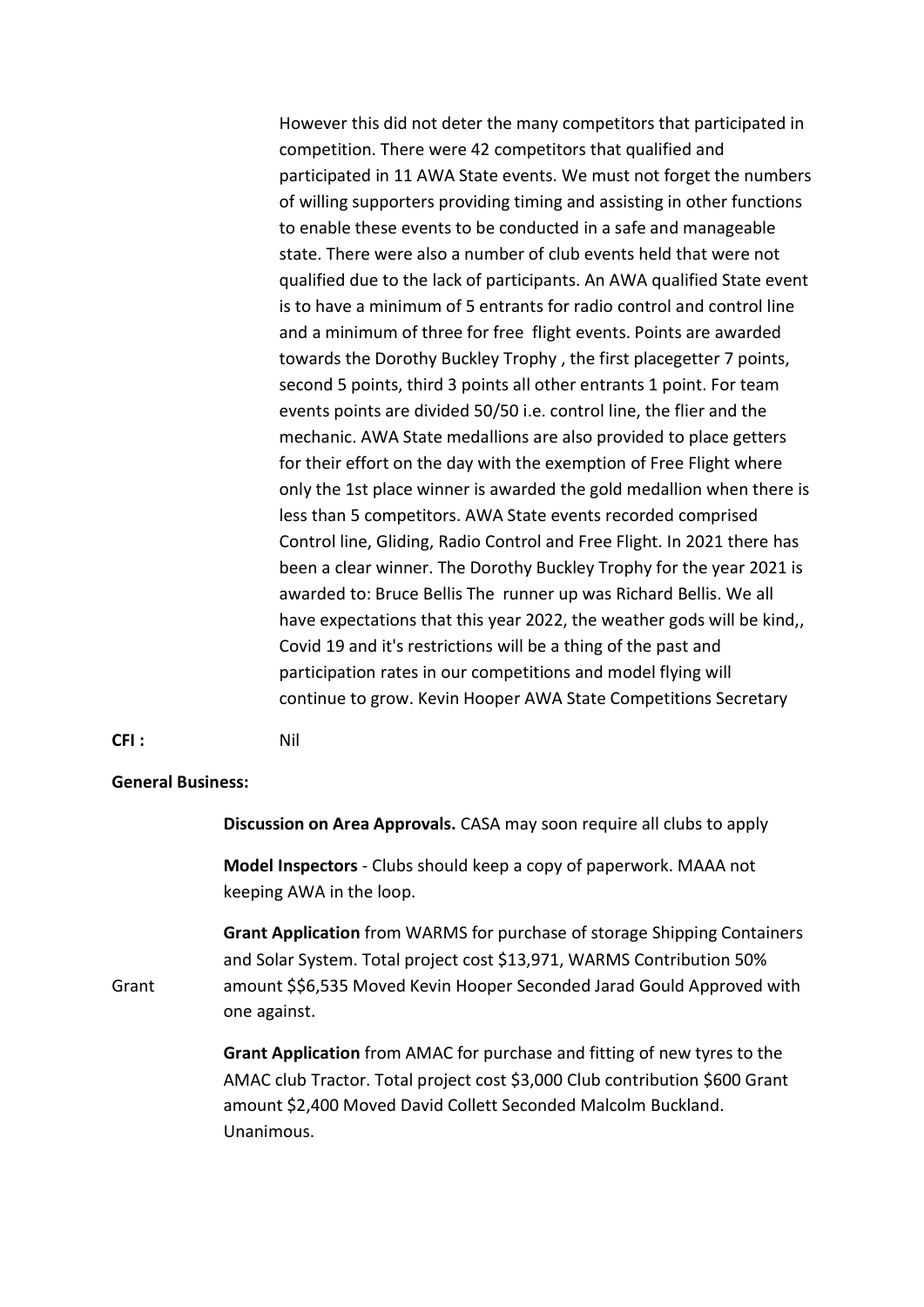However this did not deter the many competitors that participated in competition. There were 42 competitors that qualified and participated in 11 AWA State events. We must not forget the numbers of willing supporters providing timing and assisting in other functions to enable these events to be conducted in a safe and manageable state. There were also a number of club events held that were not qualified due to the lack of participants. An AWA qualified State event is to have a minimum of 5 entrants for radio control and control line and a minimum of three for free flight events. Points are awarded towards the Dorothy Buckley Trophy , the first placegetter 7 points, second 5 points, third 3 points all other entrants 1 point. For team events points are divided 50/50 i.e. control line, the flier and the mechanic. AWA State medallions are also provided to place getters for their effort on the day with the exemption of Free Flight where only the 1st place winner is awarded the gold medallion when there is less than 5 competitors. AWA State events recorded comprised Control line, Gliding, Radio Control and Free Flight. In 2021 there has been a clear winner. The Dorothy Buckley Trophy for the year 2021 is awarded to: Bruce Bellis The runner up was Richard Bellis. We all have expectations that this year 2022, the weather gods will be kind,, Covid 19 and it's restrictions will be a thing of the past and participation rates in our competitions and model flying will continue to grow. Kevin Hooper AWA State Competitions Secretary

**CFI :** Nil

**General Business:**

**Discussion on Area Approvals.** CASA may soon require all clubs to apply

**Model Inspectors** - Clubs should keep a copy of paperwork. MAAA not keeping AWA in the loop.

Grant

**Grant Application** from WARMS for purchase of storage Shipping Containers and Solar System. Total project cost $13,971, WARMS Contribution 50% amount $$6,535 Moved Kevin Hooper Seconded Jarad Gould Approved with one against.

**Grant Application** from AMAC for purchase and fitting of new tyres to the AMAC club Tractor. Total project cost $3,000 Club contribution $600 Grant amount $2,400 Moved David Collett Seconded Malcolm Buckland. Unanimous.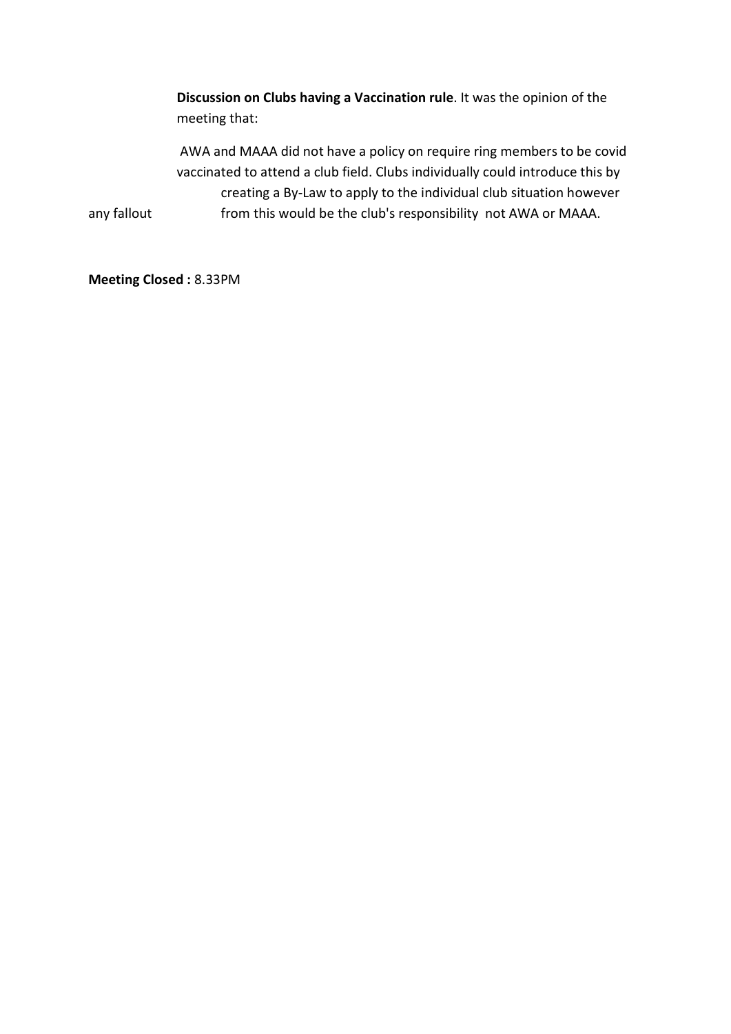**Discussion on Clubs having a Vaccination rule**. It was the opinion of the meeting that:

AWA and MAAA did not have a policy on require ring members to be covid vaccinated to attend a club field. Clubs individually could introduce this by creating a By-Law to apply to the individual club situation however any fallout from this would be the club's responsibility not AWA or MAAA.

**Meeting Closed :** 8.33PM